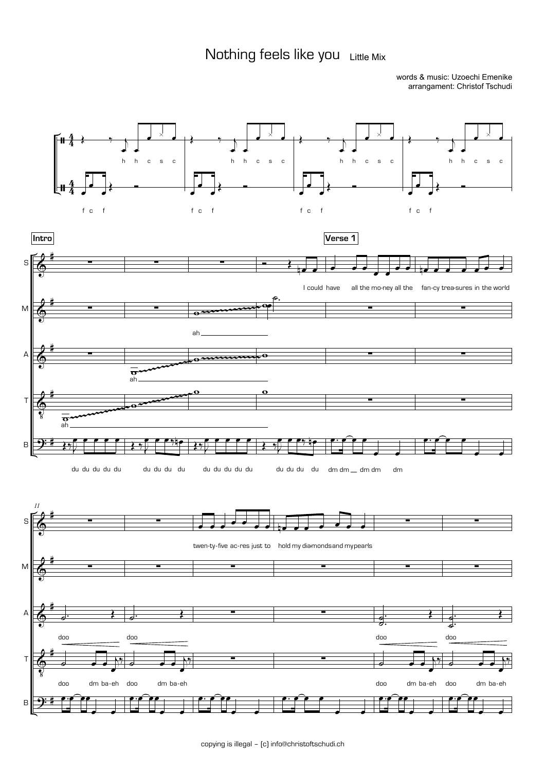# Nothing feels like you   Little Mix

words & music: Uzoechi Emenike
arrangament: Christof Tschudi

h h c s c

f c f

**Intro**

**Verse 1**

S: I could have all the mo-ney all the fan-cy trea-sures in the world

M: ah

A: ah

T: ah

B: du du du du du   du du du du   du du du du du   du du du du   dm dm dm dm dm

S: twen-ty-five ac-res just to hold my dia-monds and my pearls

A: doo doo doo doo

T: doo dm ba-eh doo dm ba-eh doo dm ba-eh doo dm ba-eh

copying is illegal - (c) info@christoftschudi.ch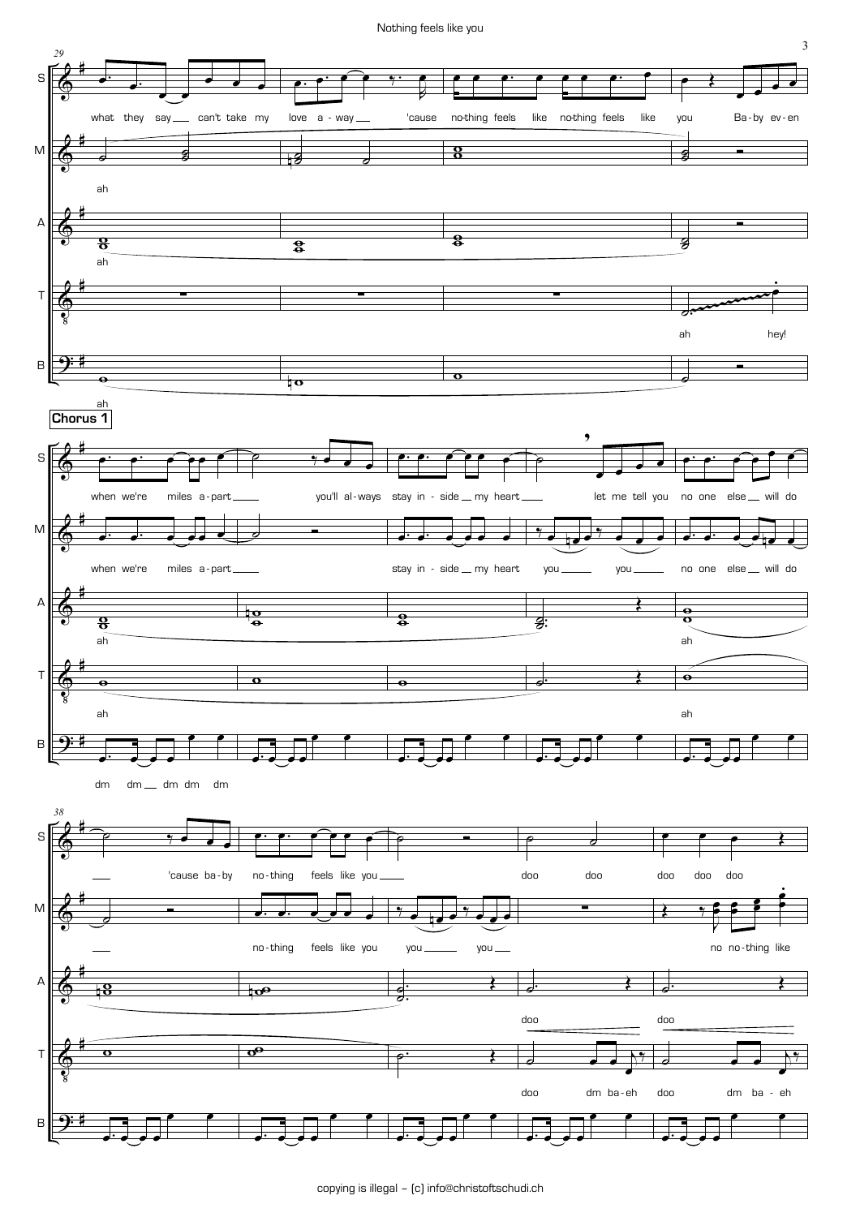**Chorus 1**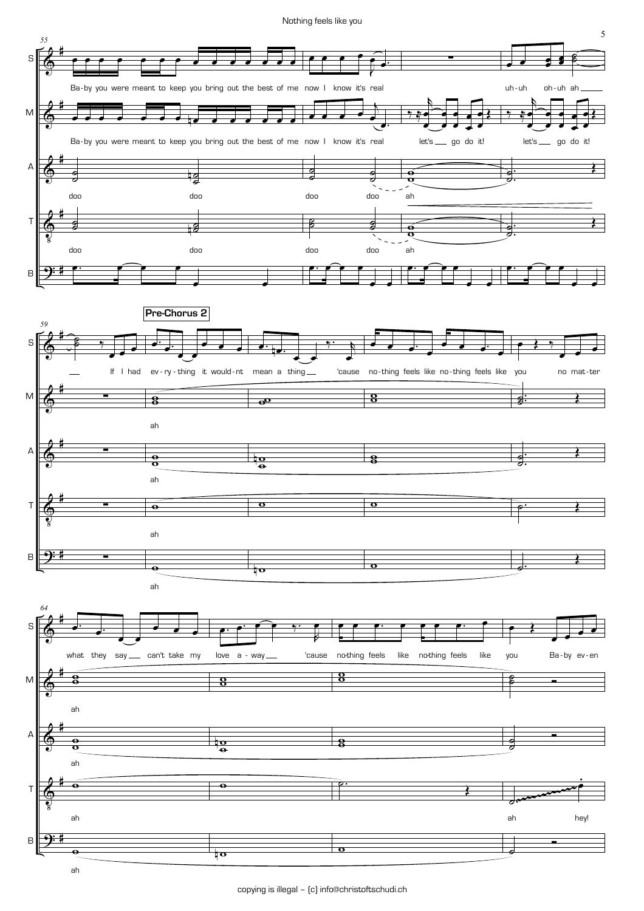**Pre-Chorus 2**

S: Ba-by you were meant to keep you bring out the best of me now I know it's real uh-uh oh-uh ah

M: Ba-by you were meant to keep you bring out the best of me now I know it's real let's go do it! let's go do it!

A: doo doo doo doo ah

T: doo doo doo doo ah

S: If I had ev-ry-thing it would-nt mean a thing 'cause no-thing feels like no-thing feels like you no mat-ter

M: ah

A: ah

T: ah

B: ah

S: what they say can't take my love a-way 'cause no-thing feels like no-thing feels like you Ba-by ev-en

M: ah

A: ah

T: ah ah hey!

B: ah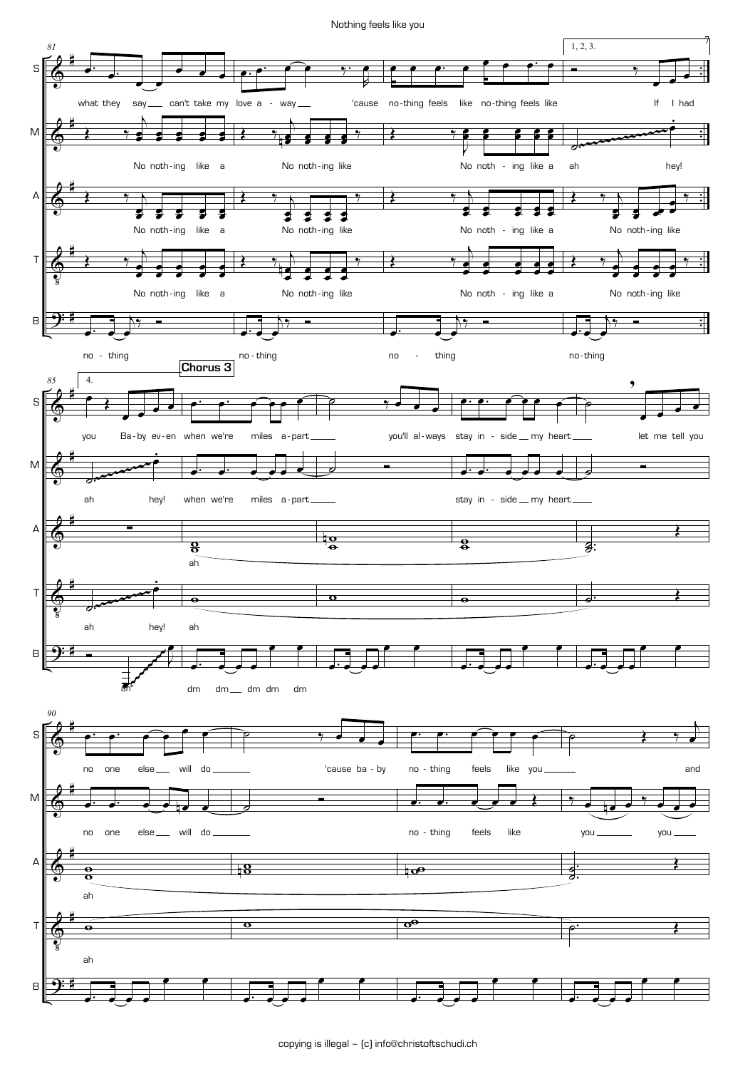**Chorus 3**

S: what they say can't take my love a - way 'cause no-thing feels like no-thing feels like If I had you Ba-by ev-en when we're miles a-part you'll al-ways stay in - side my heart let me tell you no one else will do 'cause ba - by no - thing feels like you and

M: No noth-ing like a No noth-ing like No noth - ing like a ah hey! ah hey! when we're miles a-part stay in - side my heart no one else will do no - thing feels like you you

A: No noth-ing like a No noth-ing like No noth - ing like a No noth-ing like ah ah

T: No noth-ing like a No noth-ing like No noth - ing like a No noth-ing like ah hey! ah ah

B: no - thing no-thing no - thing no-thing ah dm dm dm dm dm